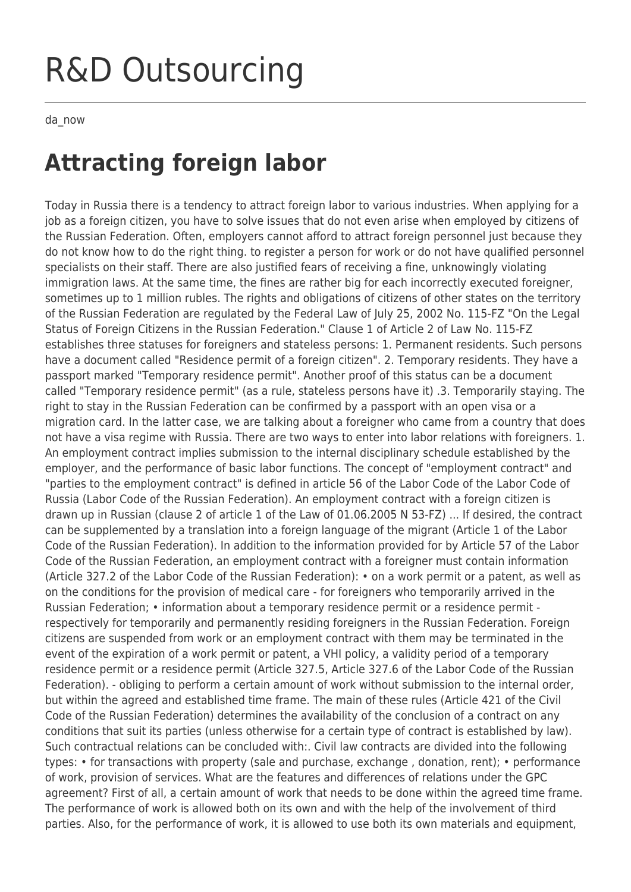# R&D Outsourcing

da_now

## Attracting foreign labor

Today in Russia there is a tendency to attract foreign labor to various industries. When applying for a job as a foreign citizen, you have to solve issues that do not even arise when employed by citizens of the Russian Federation. Often, employers cannot afford to attract foreign personnel just because they do not know how to do the right thing. to register a person for work or do not have qualified personnel specialists on their staff. There are also justified fears of receiving a fine, unknowingly violating immigration laws. At the same time, the fines are rather big for each incorrectly executed foreigner, sometimes up to 1 million rubles. The rights and obligations of citizens of other states on the territory of the Russian Federation are regulated by the Federal Law of July 25, 2002 No. 115-FZ "On the Legal Status of Foreign Citizens in the Russian Federation." Clause 1 of Article 2 of Law No. 115-FZ establishes three statuses for foreigners and stateless persons: 1. Permanent residents. Such persons have a document called "Residence permit of a foreign citizen". 2. Temporary residents. They have a passport marked "Temporary residence permit". Another proof of this status can be a document called "Temporary residence permit" (as a rule, stateless persons have it) .3. Temporarily staying. The right to stay in the Russian Federation can be confirmed by a passport with an open visa or a migration card. In the latter case, we are talking about a foreigner who came from a country that does not have a visa regime with Russia. There are two ways to enter into labor relations with foreigners. 1. An employment contract implies submission to the internal disciplinary schedule established by the employer, and the performance of basic labor functions. The concept of "employment contract" and "parties to the employment contract" is defined in article 56 of the Labor Code of the Labor Code of Russia (Labor Code of the Russian Federation). An employment contract with a foreign citizen is drawn up in Russian (clause 2 of article 1 of the Law of 01.06.2005 N 53-FZ) ... If desired, the contract can be supplemented by a translation into a foreign language of the migrant (Article 1 of the Labor Code of the Russian Federation). In addition to the information provided for by Article 57 of the Labor Code of the Russian Federation, an employment contract with a foreigner must contain information (Article 327.2 of the Labor Code of the Russian Federation): • on a work permit or a patent, as well as on the conditions for the provision of medical care - for foreigners who temporarily arrived in the Russian Federation; • information about a temporary residence permit or a residence permit - respectively for temporarily and permanently residing foreigners in the Russian Federation. Foreign citizens are suspended from work or an employment contract with them may be terminated in the event of the expiration of a work permit or patent, a VHI policy, a validity period of a temporary residence permit or a residence permit (Article 327.5, Article 327.6 of the Labor Code of the Russian Federation). - obliging to perform a certain amount of work without submission to the internal order, but within the agreed and established time frame. The main of these rules (Article 421 of the Civil Code of the Russian Federation) determines the availability of the conclusion of a contract on any conditions that suit its parties (unless otherwise for a certain type of contract is established by law). Such contractual relations can be concluded with:. Civil law contracts are divided into the following types: • for transactions with property (sale and purchase, exchange , donation, rent); • performance of work, provision of services. What are the features and differences of relations under the GPC agreement? First of all, a certain amount of work that needs to be done within the agreed time frame. The performance of work is allowed both on its own and with the help of the involvement of third parties. Also, for the performance of work, it is allowed to use both its own materials and equipment,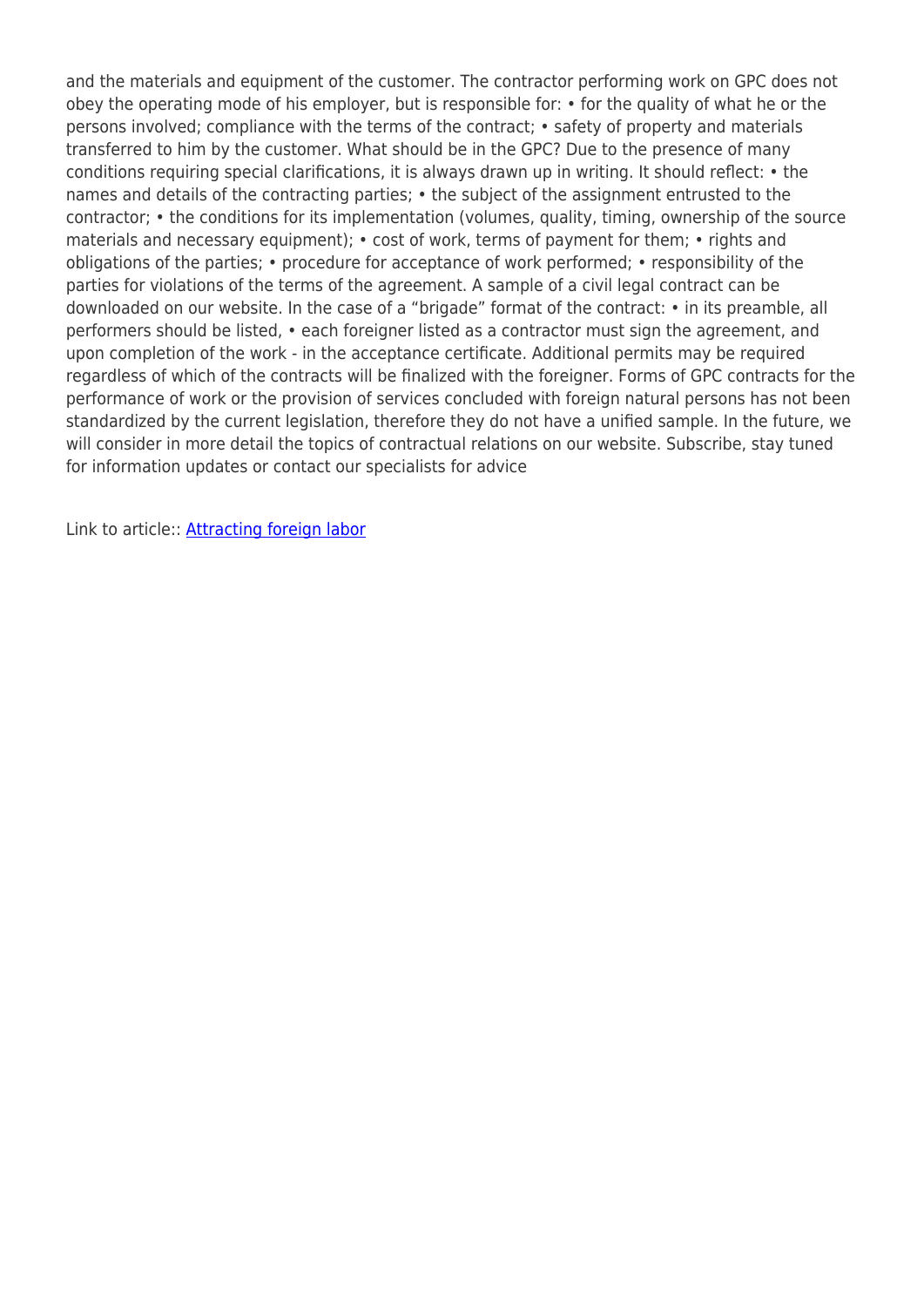and the materials and equipment of the customer. The contractor performing work on GPC does not obey the operating mode of his employer, but is responsible for: • for the quality of what he or the persons involved; compliance with the terms of the contract; • safety of property and materials transferred to him by the customer. What should be in the GPC? Due to the presence of many conditions requiring special clarifications, it is always drawn up in writing. It should reflect: • the names and details of the contracting parties; • the subject of the assignment entrusted to the contractor; • the conditions for its implementation (volumes, quality, timing, ownership of the source materials and necessary equipment); • cost of work, terms of payment for them; • rights and obligations of the parties; • procedure for acceptance of work performed; • responsibility of the parties for violations of the terms of the agreement. A sample of a civil legal contract can be downloaded on our website. In the case of a "brigade" format of the contract: • in its preamble, all performers should be listed, • each foreigner listed as a contractor must sign the agreement, and upon completion of the work - in the acceptance certificate. Additional permits may be required regardless of which of the contracts will be finalized with the foreigner. Forms of GPC contracts for the performance of work or the provision of services concluded with foreign natural persons has not been standardized by the current legislation, therefore they do not have a unified sample. In the future, we will consider in more detail the topics of contractual relations on our website. Subscribe, stay tuned for information updates or contact our specialists for advice

Link to article:: Attracting foreign labor